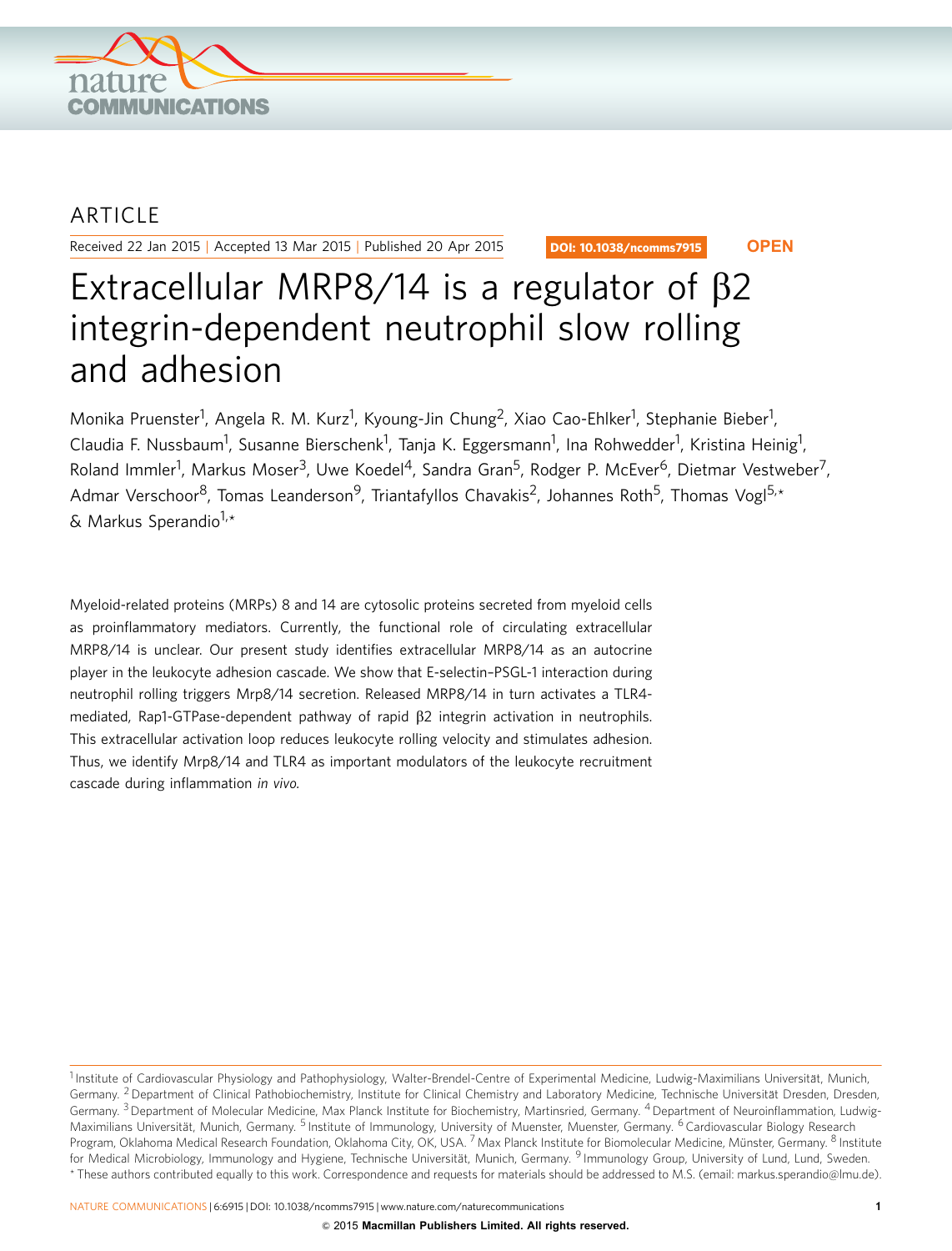ARTICLE

Received 22 Jan 2015 | Accepted 13 Mar 2015 | Published 20 Apr 2015

DOI: 10.1038/ncomms7915

OPEN

# Extracellular MRP8/14 is a regulator of β2 integrin-dependent neutrophil slow rolling and adhesion

Monika Pruenster[1], Angela R. M. Kurz[1], Kyoung-Jin Chung[2], Xiao Cao-Ehlker[1], Stephanie Bieber[1], Claudia F. Nussbaum[1], Susanne Bierschenk[1], Tanja K. Eggersmann[1], Ina Rohwedder[1], Kristina Heinig[1], Roland Immler[1], Markus Moser[3], Uwe Koedel[4], Sandra Gran[5], Rodger P. McEver[6], Dietmar Vestweber[7], Admar Verschoor[8], Tomas Leanderson[9], Triantafyllos Chavakis[2], Johannes Roth[5], Thomas Vogl[5,*] & Markus Sperandio[1,*]

Myeloid-related proteins (MRPs) 8 and 14 are cytosolic proteins secreted from myeloid cells as proinflammatory mediators. Currently, the functional role of circulating extracellular MRP8/14 is unclear. Our present study identifies extracellular MRP8/14 as an autocrine player in the leukocyte adhesion cascade. We show that E-selectin–PSGL-1 interaction during neutrophil rolling triggers Mrp8/14 secretion. Released MRP8/14 in turn activates a TLR4-mediated, Rap1-GTPase-dependent pathway of rapid β2 integrin activation in neutrophils. This extracellular activation loop reduces leukocyte rolling velocity and stimulates adhesion. Thus, we identify Mrp8/14 and TLR4 as important modulators of the leukocyte recruitment cascade during inflammation *in vivo*.

[1] Institute of Cardiovascular Physiology and Pathophysiology, Walter-Brendel-Centre of Experimental Medicine, Ludwig-Maximilians Universität, Munich, Germany. [2] Department of Clinical Pathobiochemistry, Institute for Clinical Chemistry and Laboratory Medicine, Technische Universität Dresden, Dresden, Germany. [3] Department of Molecular Medicine, Max Planck Institute for Biochemistry, Martinsried, Germany. [4] Department of Neuroinflammation, Ludwig-Maximilians Universität, Munich, Germany. [5] Institute of Immunology, University of Muenster, Muenster, Germany. [6] Cardiovascular Biology Research Program, Oklahoma Medical Research Foundation, Oklahoma City, OK, USA. [7] Max Planck Institute for Biomolecular Medicine, Münster, Germany. [8] Institute for Medical Microbiology, Immunology and Hygiene, Technische Universität, Munich, Germany. [9] Immunology Group, University of Lund, Lund, Sweden. * These authors contributed equally to this work. Correspondence and requests for materials should be addressed to M.S. (email: markus.sperandio@lmu.de).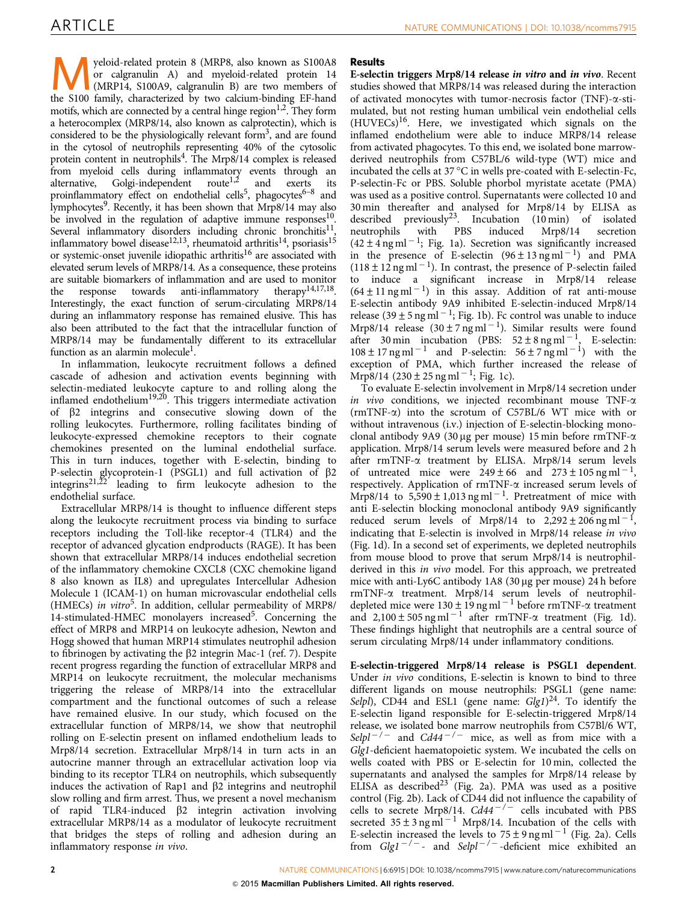Myeloid-related protein 8 (MRP8, also known as S100A8 or calgranulin A) and myeloid-related protein 14 (MRP14, S100A9, calgranulin B) are two members of the S100 family, characterized by two calcium-binding EF-hand motifs, which are connected by a central hinge region[1,2]. They form a heterocomplex (MRP8/14, also known as calprotectin), which is considered to be the physiologically relevant form[3], and are found in the cytosol of neutrophils representing 40% of the cytosolic protein content in neutrophils[4]. The Mrp8/14 complex is released from myeloid cells during inflammatory events through an alternative, Golgi-independent route[1,2] and exerts its proinflammatory effect on endothelial cells[5], phagocytes[6–8] and lymphocytes[9]. Recently, it has been shown that Mrp8/14 may also be involved in the regulation of adaptive immune responses[10]. Several inflammatory disorders including chronic bronchitis[11], inflammatory bowel disease[12,13], rheumatoid arthritis[14], psoriasis[15] or systemic-onset juvenile idiopathic arthritis[16] are associated with elevated serum levels of MRP8/14. As a consequence, these proteins are suitable biomarkers of inflammation and are used to monitor the response towards anti-inflammatory therapy[14,17,18]. Interestingly, the exact function of serum-circulating MRP8/14 during an inflammatory response has remained elusive. This has also been attributed to the fact that the intracellular function of MRP8/14 may be fundamentally different to its extracellular function as an alarmin molecule[1].

In inflammation, leukocyte recruitment follows a defined cascade of adhesion and activation events beginning with selectin-mediated leukocyte capture to and rolling along the inflamed endothelium[19,20]. This triggers intermediate activation of β2 integrins and consecutive slowing down of the rolling leukocytes. Furthermore, rolling facilitates binding of leukocyte-expressed chemokine receptors to their cognate chemokines presented on the luminal endothelial surface. This in turn induces, together with E-selectin, binding to P-selectin glycoprotein-1 (PSGL1) and full activation of β2 integrins[21,22] leading to firm leukocyte adhesion to the endothelial surface.

Extracellular MRP8/14 is thought to influence different steps along the leukocyte recruitment process via binding to surface receptors including the Toll-like receptor-4 (TLR4) and the receptor of advanced glycation endproducts (RAGE). It has been shown that extracellular MRP8/14 induces endothelial secretion of the inflammatory chemokine CXCL8 (CXC chemokine ligand 8 also known as IL8) and upregulates Intercellular Adhesion Molecule 1 (ICAM-1) on human microvascular endothelial cells (HMECs) *in vitro*[5]. In addition, cellular permeability of MRP8/14-stimulated-HMEC monolayers increased[5]. Concerning the effect of MRP8 and MRP14 on leukocyte adhesion, Newton and Hogg showed that human MRP14 stimulates neutrophil adhesion to fibrinogen by activating the β2 integrin Mac-1 (ref. 7). Despite recent progress regarding the function of extracellular MRP8 and MRP14 on leukocyte recruitment, the molecular mechanisms triggering the release of MRP8/14 into the extracellular compartment and the functional outcomes of such a release have remained elusive. In our study, which focused on the extracellular function of MRP8/14, we show that neutrophil rolling on E-selectin present on inflamed endothelium leads to Mrp8/14 secretion. Extracellular Mrp8/14 in turn acts in an autocrine manner through an extracellular activation loop via binding to its receptor TLR4 on neutrophils, which subsequently induces the activation of Rap1 and β2 integrins and neutrophil slow rolling and firm arrest. Thus, we present a novel mechanism of rapid TLR4-induced β2 integrin activation involving extracellular MRP8/14 as a modulator of leukocyte recruitment that bridges the steps of rolling and adhesion during an inflammatory response *in vivo*.

## Results

**E-selectin triggers Mrp8/14 release *in vitro* and *in vivo*.** Recent studies showed that MRP8/14 was released during the interaction of activated monocytes with tumor-necrosis factor (TNF)-α-stimulated, but not resting human umbilical vein endothelial cells (HUVECs)[16]. Here, we investigated which signals on the inflamed endothelium were able to induce MRP8/14 release from activated phagocytes. To this end, we isolated bone marrow-derived neutrophils from C57BL/6 wild-type (WT) mice and incubated the cells at 37 °C in wells pre-coated with E-selectin-Fc, P-selectin-Fc or PBS. Soluble phorbol myristate acetate (PMA) was used as a positive control. Supernatants were collected 10 and 30 min thereafter and analysed for Mrp8/14 by ELISA as described previously[23]. Incubation (10 min) of isolated neutrophils with PBS induced Mrp8/14 secretion ($42 \pm 4$ ng ml$^{-1}$; Fig. 1a). Secretion was significantly increased in the presence of E-selectin ($96 \pm 13$ ng ml$^{-1}$) and PMA ($118 \pm 12$ ng ml$^{-1}$). In contrast, the presence of P-selectin failed to induce a significant increase in Mrp8/14 release ($64 \pm 11$ ng ml$^{-1}$) in this assay. Addition of rat anti-mouse E-selectin antibody 9A9 inhibited E-selectin-induced Mrp8/14 release ($39 \pm 5$ ng ml$^{-1}$; Fig. 1b). Fc control was unable to induce Mrp8/14 release ($30 \pm 7$ ng ml$^{-1}$). Similar results were found after 30 min incubation (PBS: $52 \pm 8$ ng ml$^{-1}$, E-selectin: $108 \pm 17$ ng ml$^{-1}$ and P-selectin: $56 \pm 7$ ng ml$^{-1}$) with the exception of PMA, which further increased the release of Mrp8/14 ($230 \pm 25$ ng ml$^{-1}$; Fig. 1c).

To evaluate E-selectin involvement in Mrp8/14 secretion under *in vivo* conditions, we injected recombinant mouse TNF-α (rmTNF-α) into the scrotum of C57BL/6 WT mice with or without intravenous (i.v.) injection of E-selectin-blocking monoclonal antibody 9A9 (30 µg per mouse) 15 min before rmTNF-α application. Mrp8/14 serum levels were measured before and 2 h after rmTNF-α treatment by ELISA. Mrp8/14 serum levels of untreated mice were $249 \pm 66$ and $273 \pm 105$ ng ml$^{-1}$, respectively. Application of rmTNF-α increased serum levels of Mrp8/14 to $5,590 \pm 1,013$ ng ml$^{-1}$. Pretreatment of mice with anti E-selectin blocking monoclonal antibody 9A9 significantly reduced serum levels of Mrp8/14 to $2,292 \pm 206$ ng ml$^{-1}$, indicating that E-selectin is involved in Mrp8/14 release *in vivo* (Fig. 1d). In a second set of experiments, we depleted neutrophils from mouse blood to prove that serum Mrp8/14 is neutrophil-derived in this *in vivo* model. For this approach, we pretreated mice with anti-Ly6C antibody 1A8 (30 µg per mouse) 24 h before rmTNF-α treatment. Mrp8/14 serum levels of neutrophil-depleted mice were $130 \pm 19$ ng ml$^{-1}$ before rmTNF-α treatment and $2,100 \pm 505$ ng ml$^{-1}$ after rmTNF-α treatment (Fig. 1d). These findings highlight that neutrophils are a central source of serum circulating Mrp8/14 under inflammatory conditions.

**E-selectin-triggered Mrp8/14 release is PSGL1 dependent.** Under *in vivo* conditions, E-selectin is known to bind to three different ligands on mouse neutrophils: PSGL1 (gene name: *Selpl*), CD44 and ESL1 (gene name: *Glg1*)[24]. To identify the E-selectin ligand responsible for E-selectin-triggered Mrp8/14 release, we isolated bone marrow neutrophils from C57Bl/6 WT, *Selpl*$^{-/-}$ and *Cd44*$^{-/-}$ mice, as well as from mice with a *Glg1*-deficient haematopoietic system. We incubated the cells on wells coated with PBS or E-selectin for 10 min, collected the supernatants and analysed the samples for Mrp8/14 release by ELISA as described[23] (Fig. 2a). PMA was used as a positive control (Fig. 2b). Lack of CD44 did not influence the capability of cells to secrete Mrp8/14. *Cd44*$^{-/-}$ cells incubated with PBS secreted $35 \pm 3$ ng ml$^{-1}$ Mrp8/14. Incubation of the cells with E-selectin increased the levels to $75 \pm 9$ ng ml$^{-1}$ (Fig. 2a). Cells from *Glg1*$^{-/-}$- and *Selpl*$^{-/-}$-deficient mice exhibited an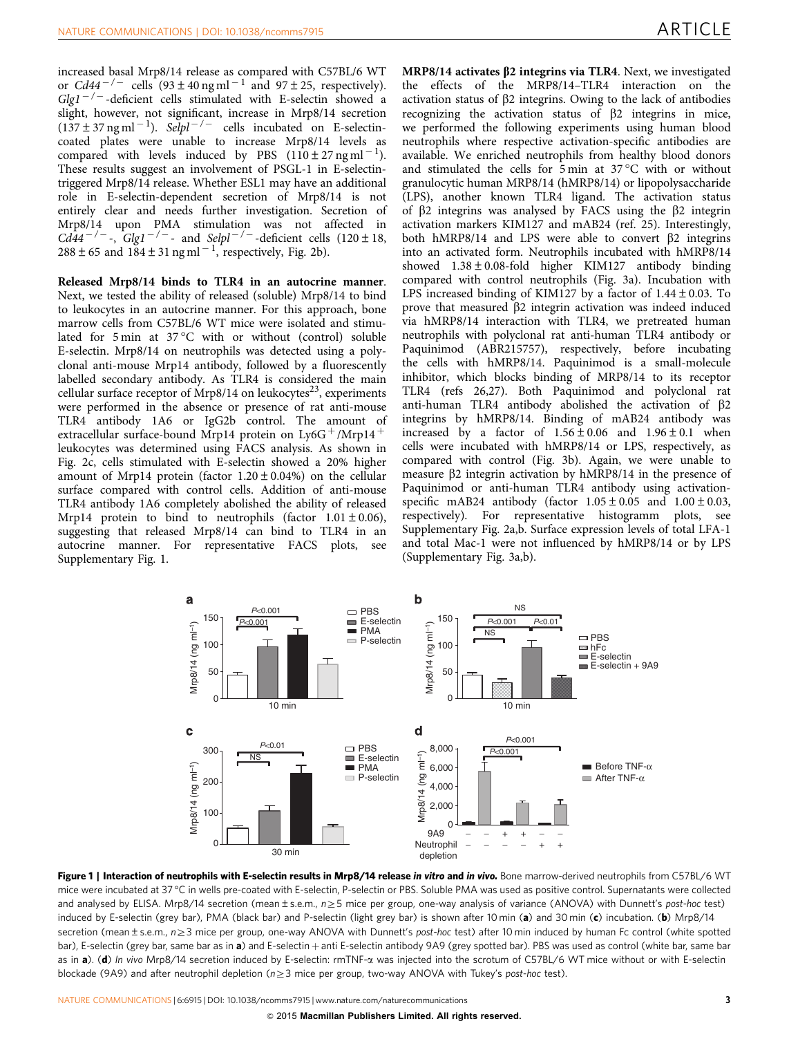increased basal Mrp8/14 release as compared with C57BL/6 WT or $Cd44^{-/-}$ cells ($93 \pm 40$ ng ml$^{-1}$ and $97 \pm 25$, respectively). $Glg1^{-/-}$-deficient cells stimulated with E-selectin showed a slight, however, not significant, increase in Mrp8/14 secretion ($137 \pm 37$ ng ml$^{-1}$). $Selpl^{-/-}$ cells incubated on E-selectin-coated plates were unable to increase Mrp8/14 levels as compared with levels induced by PBS ($110 \pm 27$ ng ml$^{-1}$). These results suggest an involvement of PSGL-1 in E-selectin-triggered Mrp8/14 release. Whether ESL1 may have an additional role in E-selectin-dependent secretion of Mrp8/14 is not entirely clear and needs further investigation. Secretion of Mrp8/14 upon PMA stimulation was not affected in $Cd44^{-/-}$-, $Glg1^{-/-}$- and $Selpl^{-/-}$-deficient cells ($120 \pm 18$, $288 \pm 65$ and $184 \pm 31$ ng ml$^{-1}$, respectively, Fig. 2b).

**Released Mrp8/14 binds to TLR4 in an autocrine manner.** Next, we tested the ability of released (soluble) Mrp8/14 to bind to leukocytes in an autocrine manner. For this approach, bone marrow cells from C57BL/6 WT mice were isolated and stimulated for 5 min at 37 °C with or without (control) soluble E-selectin. Mrp8/14 on neutrophils was detected using a polyclonal anti-mouse Mrp14 antibody, followed by a fluorescently labelled secondary antibody. As TLR4 is considered the main cellular surface receptor of Mrp8/14 on leukocytes[23], experiments were performed in the absence or presence of rat anti-mouse TLR4 antibody 1A6 or IgG2b control. The amount of extracellular surface-bound Mrp14 protein on Ly6G$^{+}$/Mrp14$^{+}$ leukocytes was determined using FACS analysis. As shown in Fig. 2c, cells stimulated with E-selectin showed a 20% higher amount of Mrp14 protein (factor $1.20 \pm 0.04$%) on the cellular surface compared with control cells. Addition of anti-mouse TLR4 antibody 1A6 completely abolished the ability of released Mrp14 protein to bind to neutrophils (factor $1.01 \pm 0.06$), suggesting that released Mrp8/14 can bind to TLR4 in an autocrine manner. For representative FACS plots, see Supplementary Fig. 1.

**MRP8/14 activates β2 integrins via TLR4.** Next, we investigated the effects of the MRP8/14–TLR4 interaction on the activation status of β2 integrins. Owing to the lack of antibodies recognizing the activation status of β2 integrins in mice, we performed the following experiments using human blood neutrophils where respective activation-specific antibodies are available. We enriched neutrophils from healthy blood donors and stimulated the cells for 5 min at 37 °C with or without granulocytic human MRP8/14 (hMRP8/14) or lipopolysaccharide (LPS), another known TLR4 ligand. The activation status of β2 integrins was analysed by FACS using the β2 integrin activation markers KIM127 and mAB24 (ref. 25). Interestingly, both hMRP8/14 and LPS were able to convert β2 integrins into an activated form. Neutrophils incubated with hMRP8/14 showed $1.38 \pm 0.08$-fold higher KIM127 antibody binding compared with control neutrophils (Fig. 3a). Incubation with LPS increased binding of KIM127 by a factor of $1.44 \pm 0.03$. To prove that measured β2 integrin activation was indeed induced via hMRP8/14 interaction with TLR4, we pretreated human neutrophils with polyclonal rat anti-human TLR4 antibody or Paquinimod (ABR215757), respectively, before incubating the cells with hMRP8/14. Paquinimod is a small-molecule inhibitor, which blocks binding of MRP8/14 to its receptor TLR4 (refs 26,27). Both Paquinimod and polyclonal rat anti-human TLR4 antibody abolished the activation of β2 integrins by hMRP8/14. Binding of mAB24 antibody was increased by a factor of $1.56 \pm 0.06$ and $1.96 \pm 0.1$ when cells were incubated with hMRP8/14 or LPS, respectively, as compared with control (Fig. 3b). Again, we were unable to measure β2 integrin activation by hMRP8/14 in the presence of Paquinimod or anti-human TLR4 antibody using activation-specific mAB24 antibody (factor $1.05 \pm 0.05$ and $1.00 \pm 0.03$, respectively). For representative histogramm plots, see Supplementary Fig. 2a,b. Surface expression levels of total LFA-1 and total Mac-1 were not influenced by hMRP8/14 or by LPS (Supplementary Fig. 3a,b).

**Figure 1 | Interaction of neutrophils with E-selectin results in Mrp8/14 release *in vitro* and *in vivo*.** Bone marrow-derived neutrophils from C57BL/6 WT mice were incubated at 37 °C in wells pre-coated with E-selectin, P-selectin or PBS. Soluble PMA was used as positive control. Supernatants were collected and analysed by ELISA. Mrp8/14 secretion (mean ± s.e.m., $n \geq 5$ mice per group, one-way analysis of variance (ANOVA) with Dunnett's *post-hoc* test) induced by E-selectin (grey bar), PMA (black bar) and P-selectin (light grey bar) is shown after 10 min (**a**) and 30 min (**c**) incubation. (**b**) Mrp8/14 secretion (mean ± s.e.m., $n \geq 3$ mice per group, one-way ANOVA with Dunnett's *post-hoc* test) after 10 min induced by human Fc control (white spotted bar), E-selectin (grey bar, same bar as in **a**) and E-selectin + anti E-selectin antibody 9A9 (grey spotted bar). PBS was used as control (white bar, same bar as in **a**). (**d**) *In vivo* Mrp8/14 secretion induced by E-selectin: rmTNF-α was injected into the scrotum of C57BL/6 WT mice without or with E-selectin blockade (9A9) and after neutrophil depletion ($n \geq 3$ mice per group, two-way ANOVA with Tukey's *post-hoc* test).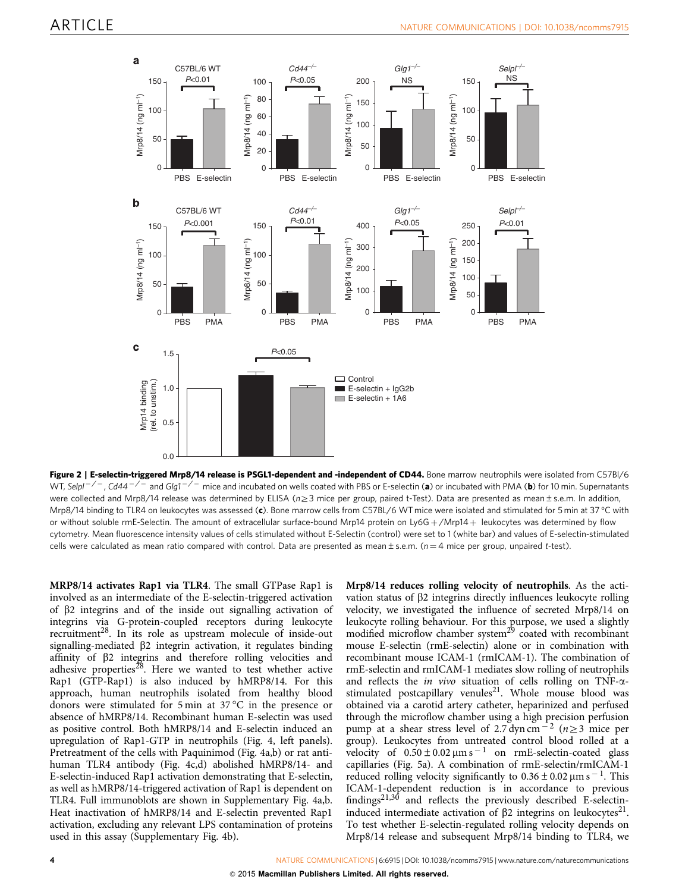**Figure 2 | E-selectin-triggered Mrp8/14 release is PSGL1-dependent and -independent of CD44.** Bone marrow neutrophils were isolated from C57Bl/6 WT, *Selpl*$^{-/-}$, *Cd44*$^{-/-}$ and *Glg1*$^{-/-}$ mice and incubated on wells coated with PBS or E-selectin (**a**) or incubated with PMA (**b**) for 10 min. Supernatants were collected and Mrp8/14 release was determined by ELISA ($n \geq 3$ mice per group, paired t-Test). Data are presented as mean ± s.e.m. In addition, Mrp8/14 binding to TLR4 on leukocytes was assessed (**c**). Bone marrow cells from C57BL/6 WT mice were isolated and stimulated for 5 min at 37 °C with or without soluble rmE-Selectin. The amount of extracellular surface-bound Mrp14 protein on Ly6G+/Mrp14+ leukocytes was determined by flow cytometry. Mean fluorescence intensity values of cells stimulated without E-Selectin (control) were set to 1 (white bar) and values of E-selectin-stimulated cells were calculated as mean ratio compared with control. Data are presented as mean ± s.e.m. ($n = 4$ mice per group, unpaired *t*-test).

**MRP8/14 activates Rap1 via TLR4**. The small GTPase Rap1 is involved as an intermediate of the E-selectin-triggered activation of β2 integrins and of the inside out signalling activation of integrins via G-protein-coupled receptors during leukocyte recruitment[28]. In its role as upstream molecule of inside-out signalling-mediated β2 integrin activation, it regulates binding affinity of β2 integrins and therefore rolling velocities and adhesive properties[28]. Here we wanted to test whether active Rap1 (GTP-Rap1) is also induced by hMRP8/14. For this approach, human neutrophils isolated from healthy blood donors were stimulated for 5 min at 37 °C in the presence or absence of hMRP8/14. Recombinant human E-selectin was used as positive control. Both hMRP8/14 and E-selectin induced an upregulation of Rap1-GTP in neutrophils (Fig. 4, left panels). Pretreatment of the cells with Paquinimod (Fig. 4a,b) or rat anti-human TLR4 antibody (Fig. 4c,d) abolished hMRP8/14- and E-selectin-induced Rap1 activation demonstrating that E-selectin, as well as hMRP8/14-triggered activation of Rap1 is dependent on TLR4. Full immunoblots are shown in Supplementary Fig. 4a,b. Heat inactivation of hMRP8/14 and E-selectin prevented Rap1 activation, excluding any relevant LPS contamination of proteins used in this assay (Supplementary Fig. 4b).

**Mrp8/14 reduces rolling velocity of neutrophils**. As the activation status of β2 integrins directly influences leukocyte rolling velocity, we investigated the influence of secreted Mrp8/14 on leukocyte rolling behaviour. For this purpose, we used a slightly modified microflow chamber system[29] coated with recombinant mouse E-selectin (rmE-selectin) alone or in combination with recombinant mouse ICAM-1 (rmICAM-1). The combination of rmE-selectin and rmICAM-1 mediates slow rolling of neutrophils and reflects the *in vivo* situation of cells rolling on TNF-α-stimulated postcapillary venules[21]. Whole mouse blood was obtained via a carotid artery catheter, heparinized and perfused through the microflow chamber using a high precision perfusion pump at a shear stress level of 2.7 dyn cm$^{-2}$ ($n \geq 3$ mice per group). Leukocytes from untreated control blood rolled at a velocity of $0.50 \pm 0.02\,\mu m\,s^{-1}$ on rmE-selectin-coated glass capillaries (Fig. 5a). A combination of rmE-selectin/rmICAM-1 reduced rolling velocity significantly to $0.36 \pm 0.02\,\mu m\,s^{-1}$. This ICAM-1-dependent reduction is in accordance to previous findings[21,30] and reflects the previously described E-selectin-induced intermediate activation of β2 integrins on leukocytes[21]. To test whether E-selectin-regulated rolling velocity depends on Mrp8/14 release and subsequent Mrp8/14 binding to TLR4, we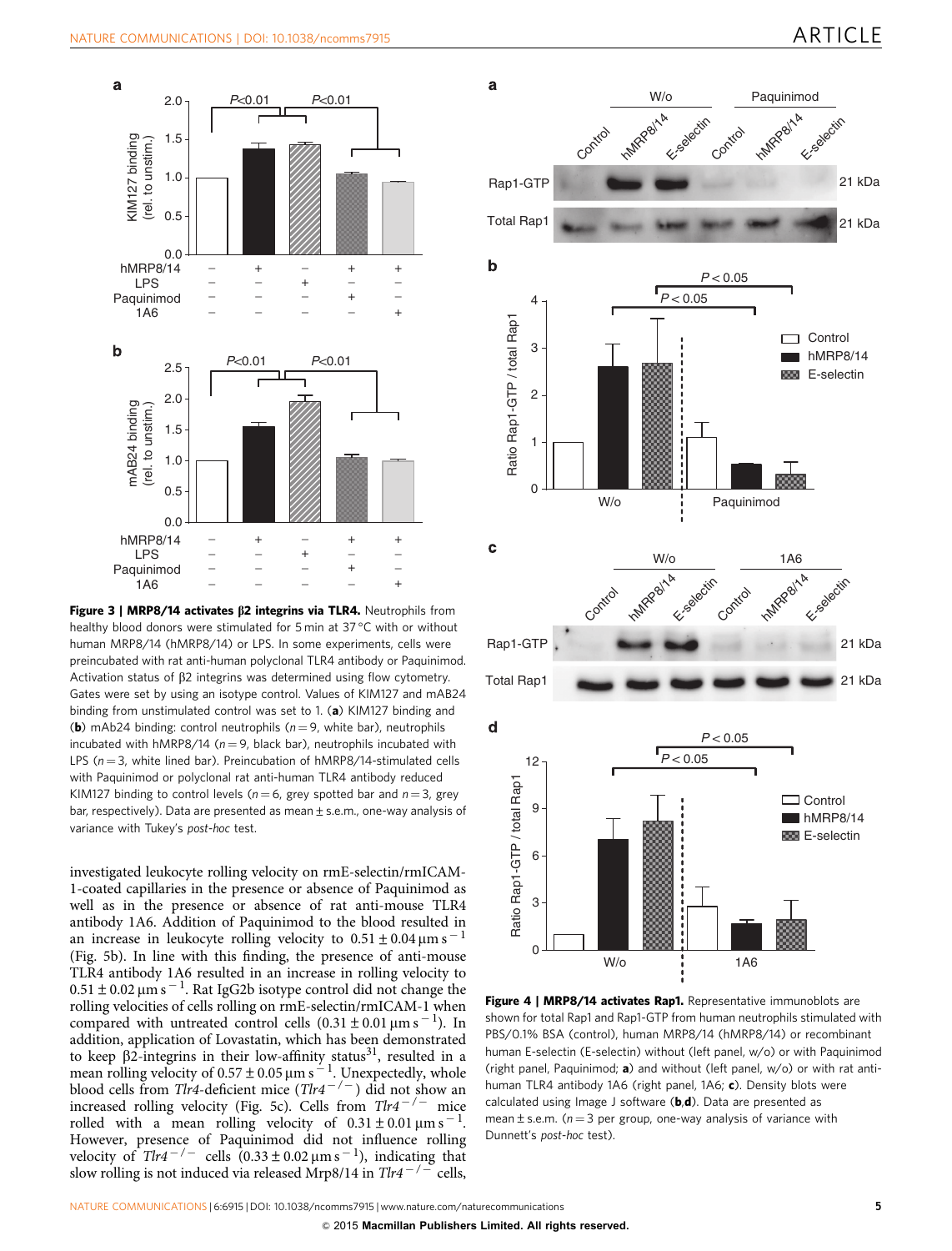**Figure 3 | MRP8/14 activates β2 integrins via TLR4.** Neutrophils from healthy blood donors were stimulated for 5 min at 37 °C with or without human MRP8/14 (hMRP8/14) or LPS. In some experiments, cells were preincubated with rat anti-human polyclonal TLR4 antibody or Paquinimod. Activation status of β2 integrins was determined using flow cytometry. Gates were set by using an isotype control. Values of KIM127 and mAB24 binding from unstimulated control was set to 1. (**a**) KIM127 binding and (**b**) mAb24 binding: control neutrophils ($n=9$, white bar), neutrophils incubated with hMRP8/14 ($n=9$, black bar), neutrophils incubated with LPS ($n=3$, white lined bar). Preincubation of hMRP8/14-stimulated cells with Paquinimod or polyclonal rat anti-human TLR4 antibody reduced KIM127 binding to control levels ($n=6$, grey spotted bar and $n=3$, grey bar, respectively). Data are presented as mean ± s.e.m., one-way analysis of variance with Tukey's *post-hoc* test.

investigated leukocyte rolling velocity on rmE-selectin/rmICAM-1-coated capillaries in the presence or absence of Paquinimod as well as in the presence or absence of rat anti-mouse TLR4 antibody 1A6. Addition of Paquinimod to the blood resulted in an increase in leukocyte rolling velocity to $0.51 \pm 0.04\,\mu m\,s^{-1}$ (Fig. 5b). In line with this finding, the presence of anti-mouse TLR4 antibody 1A6 resulted in an increase in rolling velocity to $0.51 \pm 0.02\,\mu m\,s^{-1}$. Rat IgG2b isotype control did not change the rolling velocities of cells rolling on rmE-selectin/rmICAM-1 when compared with untreated control cells ($0.31 \pm 0.01\,\mu m\,s^{-1}$). In addition, application of Lovastatin, which has been demonstrated to keep β2-integrins in their low-affinity status[31], resulted in a mean rolling velocity of $0.57 \pm 0.05\,\mu m\,s^{-1}$. Unexpectedly, whole blood cells from *Tlr4*-deficient mice (*Tlr4*$^{-/-}$) did not show an increased rolling velocity (Fig. 5c). Cells from *Tlr4*$^{-/-}$ mice rolled with a mean rolling velocity of $0.31 \pm 0.01\,\mu m\,s^{-1}$. However, presence of Paquinimod did not influence rolling velocity of *Tlr4*$^{-/-}$ cells ($0.33 \pm 0.02\,\mu m\,s^{-1}$), indicating that slow rolling is not induced via released Mrp8/14 in *Tlr4*$^{-/-}$ cells,

**Figure 4 | MRP8/14 activates Rap1.** Representative immunoblots are shown for total Rap1 and Rap1-GTP from human neutrophils stimulated with PBS/0.1% BSA (control), human MRP8/14 (hMRP8/14) or recombinant human E-selectin (E-selectin) without (left panel, w/o) or with Paquinimod (right panel, Paquinimod; **a**) and without (left panel, w/o) or with rat anti-human TLR4 antibody 1A6 (right panel, 1A6; **c**). Density blots were calculated using Image J software (**b**,**d**). Data are presented as mean ± s.e.m. ($n=3$ per group, one-way analysis of variance with Dunnett's *post-hoc* test).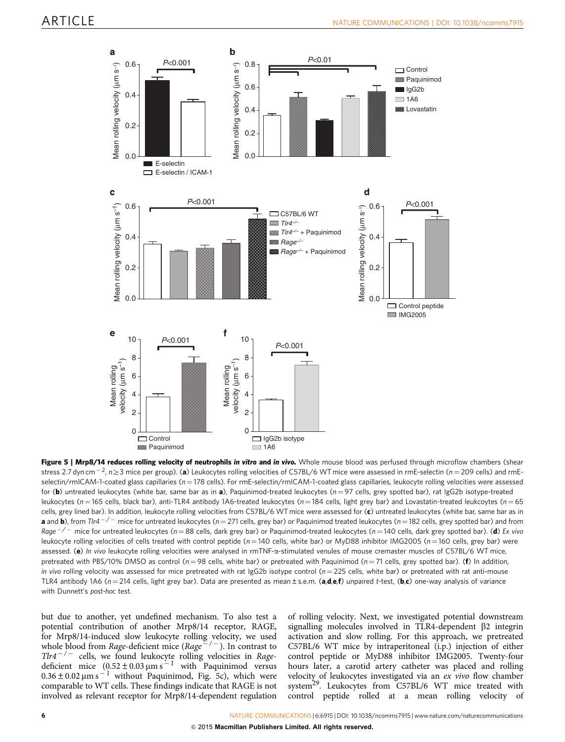**Figure 5 | Mrp8/14 reduces rolling velocity of neutrophils *in vitro* and *in vivo*.** Whole mouse blood was perfused through microflow chambers (shear stress 2.7 dyn cm$^{-2}$, $n \geq 3$ mice per group). (**a**) Leukocytes rolling velocities of C57BL/6 WT mice were assessed in rmE-selectin ($n = 209$ cells) and rmE-selectin/rmICAM-1-coated glass capillaries ($n = 178$ cells). For rmE-selectin/rmICAM-1-coated glass capillaries, leukocyte rolling velocities were assessed for (**b**) untreated leukocytes (white bar, same bar as in **a**), Paquinimod-treated leukocytes ($n = 97$ cells, grey spotted bar), rat IgG2b isotype-treated leukocytes ($n = 165$ cells, black bar), anti-TLR4 antibody 1A6-treated leukocytes ($n = 184$ cells, light grey bar) and Lovastatin-treated leukocytes ($n = 65$ cells, grey lined bar). In addition, leukocyte rolling velocities from C57BL/6 WT mice were assessed for (**c**) untreated leukocytes (white bar, same bar as in **a** and **b**), from *Tlr4*$^{-/-}$ mice for untreated leukocytes ($n = 271$ cells, grey bar) or Paquinimod treated leukocytes ($n = 182$ cells, grey spotted bar) and from *Rage*$^{-/-}$ mice for untreated leukocytes ($n = 88$ cells, dark grey bar) or Paquinimod-treated leukocytes ($n = 140$ cells, dark grey spotted bar). (**d**) *Ex vivo* leukocyte rolling velocities of cells treated with control peptide ($n = 140$ cells, white bar) or MyD88 inhibitor IMG2005 ($n = 160$ cells, grey bar) were assessed. (**e**) *In vivo* leukocyte rolling velocities were analysed in rmTNF-α-stimulated venules of mouse cremaster muscles of C57BL/6 WT mice, pretreated with PBS/10% DMSO as control ($n = 98$ cells, white bar) or pretreated with Paquinimod ($n = 71$ cells, grey spotted bar). (**f**) In addition, *in vivo* rolling velocity was assessed for mice pretreated with rat IgG2b isotype control ($n = 225$ cells, white bar) or pretreated with rat anti-mouse TLR4 antibody 1A6 ($n = 214$ cells, light grey bar). Data are presented as mean ± s.e.m. (**a**,**d**,**e**,**f**) unpaired *t*-test, (**b**,**c**) one-way analysis of variance with Dunnett's *post-hoc* test.

but due to another, yet undefined mechanism. To also test a potential contribution of another Mrp8/14 receptor, RAGE, for Mrp8/14-induced slow leukocyte rolling velocity, we used whole blood from *Rage*-deficient mice (*Rage*$^{-/-}$). In contrast to *Tlr4*$^{-/-}$ cells, we found leukocyte rolling velocities in *Rage*-deficient mice ($0.52 \pm 0.03\,\mu m\,s^{-1}$ with Paquinimod versus $0.36 \pm 0.02\,\mu m\,s^{-1}$ without Paquinimod, Fig. 5c), which were comparable to WT cells. These findings indicate that RAGE is not involved as relevant receptor for Mrp8/14-dependent regulation of rolling velocity. Next, we investigated potential downstream signalling molecules involved in TLR4-dependent β2 integrin activation and slow rolling. For this approach, we pretreated C57BL/6 WT mice by intraperitoneal (i.p.) injection of either control peptide or MyD88 inhibitor IMG2005. Twenty-four hours later, a carotid artery catheter was placed and rolling velocity of leukocytes investigated via an *ex vivo* flow chamber system[29]. Leukocytes from C57BL/6 WT mice treated with control peptide rolled at a mean rolling velocity of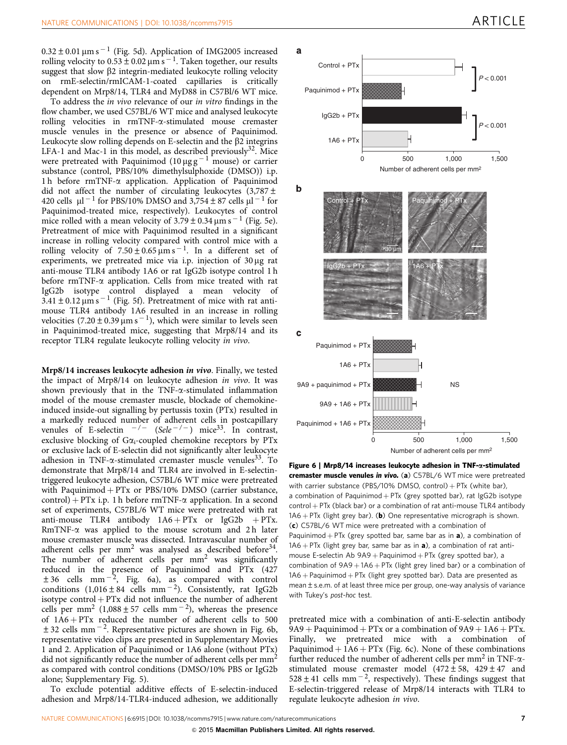$0.32 \pm 0.01\ \mu m\ s^{-1}$ (Fig. 5d). Application of IMG2005 increased rolling velocity to $0.53 \pm 0.02\ \mu m\ s^{-1}$. Taken together, our results suggest that slow β2 integrin-mediated leukocyte rolling velocity on rmE-selectin/rmICAM-1-coated capillaries is critically dependent on Mrp8/14, TLR4 and MyD88 in C57Bl/6 WT mice.

To address the *in vivo* relevance of our *in vitro* findings in the flow chamber, we used C57BL/6 WT mice and analysed leukocyte rolling velocities in rmTNF-α-stimulated mouse cremaster muscle venules in the presence or absence of Paquinimod. Leukocyte slow rolling depends on E-selectin and the β2 integrins LFA-1 and Mac-1 in this model, as described previously[32]. Mice were pretreated with Paquinimod ($10\ \mu g\ g^{-1}$ mouse) or carrier substance (control, PBS/10% dimethylsulphoxide (DMSO)) i.p. 1 h before rmTNF-α application. Application of Paquinimod did not affect the number of circulating leukocytes ($3,787 \pm 420$ cells $\mu l^{-1}$ for PBS/10% DMSO and $3,754 \pm 87$ cells $\mu l^{-1}$ for Paquinimod-treated mice, respectively). Leukocytes of control mice rolled with a mean velocity of $3.79 \pm 0.34\ \mu m\ s^{-1}$ (Fig. 5e). Pretreatment of mice with Paquinimod resulted in a significant increase in rolling velocity compared with control mice with a rolling velocity of $7.50 \pm 0.65\ \mu m\ s^{-1}$. In a different set of experiments, we pretreated mice via i.p. injection of 30 μg rat anti-mouse TLR4 antibody 1A6 or rat IgG2b isotype control 1 h before rmTNF-α application. Cells from mice treated with rat IgG2b isotype control displayed a mean velocity of $3.41 \pm 0.12\ \mu m\ s^{-1}$ (Fig. 5f). Pretreatment of mice with rat anti-mouse TLR4 antibody 1A6 resulted in an increase in rolling velocities ($7.20 \pm 0.39\ \mu m\ s^{-1}$), which were similar to levels seen in Paquinimod-treated mice, suggesting that Mrp8/14 and its receptor TLR4 regulate leukocyte rolling velocity *in vivo*.

**Mrp8/14 increases leukocyte adhesion *in vivo*.** Finally, we tested the impact of Mrp8/14 on leukocyte adhesion *in vivo*. It was shown previously that in the TNF-α-stimulated inflammation model of the mouse cremaster muscle, blockade of chemokine-induced inside-out signalling by pertussis toxin (PTx) resulted in a markedly reduced number of adherent cells in postcapillary venules of E-selectin $^{-/-}$ ($Sele^{-/-}$) mice[33]. In contrast, exclusive blocking of $G\alpha_i$-coupled chemokine receptors by PTx or exclusive lack of E-selectin did not significantly alter leukocyte adhesion in TNF-α-stimulated cremaster muscle venules[33]. To demonstrate that Mrp8/14 and TLR4 are involved in E-selectin-triggered leukocyte adhesion, C57BL/6 WT mice were pretreated with Paquinimod + PTx or PBS/10% DMSO (carrier substance, control) + PTx i.p. 1 h before rmTNF-α application. In a second set of experiments, C57BL/6 WT mice were pretreated with rat anti-mouse TLR4 antibody 1A6 + PTx or IgG2b + PTx. RmTNF-α was applied to the mouse scrotum and 2 h later mouse cremaster muscle was dissected. Intravascular number of adherent cells per $mm^2$ was analysed as described before[34]. The number of adherent cells per $mm^2$ was significantly reduced in the presence of Paquinimod and PTx ($427 \pm 36$ cells $mm^{-2}$, Fig. 6a), as compared with control conditions ($1,016 \pm 84$ cells $mm^{-2}$). Consistently, rat IgG2b isotype control + PTx did not influence the number of adherent cells per $mm^2$ ($1,088 \pm 57$ cells $mm^{-2}$), whereas the presence of 1A6 + PTx reduced the number of adherent cells to $500 \pm 32$ cells $mm^{-2}$. Representative pictures are shown in Fig. 6b, representative video clips are presented in Supplementary Movies 1 and 2. Application of Paquinimod or 1A6 alone (without PTx) did not significantly reduce the number of adherent cells per $mm^2$ as compared with control conditions (DMSO/10% PBS or IgG2b alone; Supplementary Fig. 5).

To exclude potential additive effects of E-selectin-induced adhesion and Mrp8/14-TLR4-induced adhesion, we additionally pretreated mice with a combination of anti-E-selectin antibody 9A9 + Paquinimod + PTx or a combination of 9A9 + 1A6 + PTx. Finally, we pretreated mice with a combination of Paquinimod + 1A6 + PTx (Fig. 6c). None of these combinations further reduced the number of adherent cells per $mm^2$ in TNF-α-stimulated mouse cremaster model ($472 \pm 58$, $429 \pm 47$ and $528 \pm 41$ cells $mm^{-2}$, respectively). These findings suggest that E-selectin-triggered release of Mrp8/14 interacts with TLR4 to regulate leukocyte adhesion *in vivo*.

**Figure 6 | Mrp8/14 increases leukocyte adhesion in TNF-α-stimulated cremaster muscle venules *in vivo*.** (**a**) C57BL/6 WT mice were pretreated with carrier substance (PBS/10% DMSO, control) + PTx (white bar), a combination of Paquinimod + PTx (grey spotted bar), rat IgG2b isotype control + PTx (black bar) or a combination of rat anti-mouse TLR4 antibody 1A6 + PTx (light grey bar). (**b**) One representative micrograph is shown. (**c**) C57BL/6 WT mice were pretreated with a combination of Paquinimod + PTx (grey spotted bar, same bar as in **a**), a combination of 1A6 + PTx (light grey bar, same bar as in **a**), a combination of rat anti-mouse E-selectin Ab 9A9 + Paquinimod + PTx (grey spotted bar), a combination of 9A9 + 1A6 + PTx (light grey lined bar) or a combination of 1A6 + Paquinimod + PTx (light grey spotted bar). Data are presented as mean ± s.e.m. of at least three mice per group, one-way analysis of variance with Tukey's *post-hoc* test.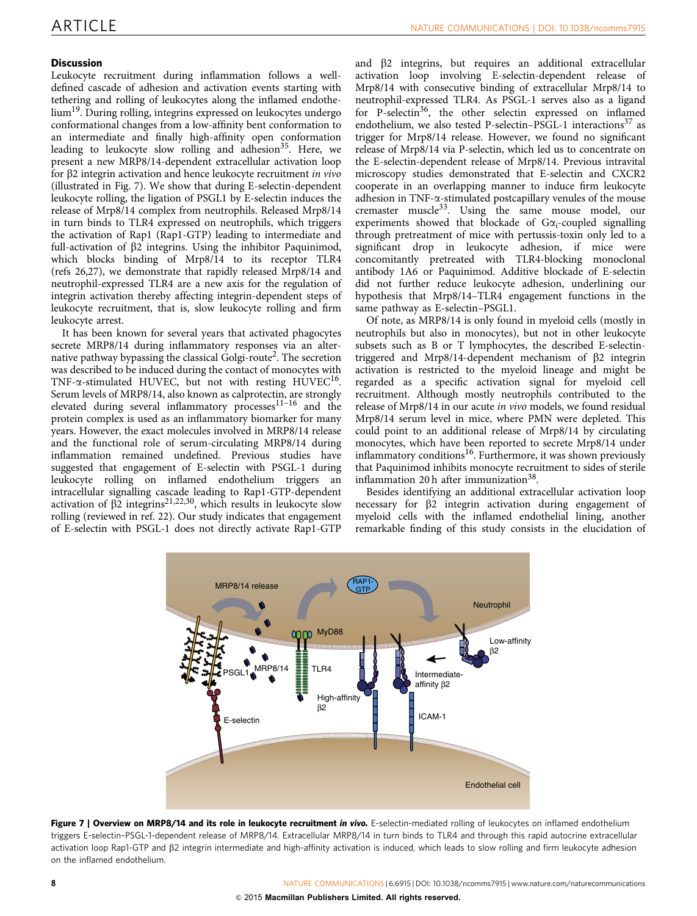## Discussion

Leukocyte recruitment during inflammation follows a well-defined cascade of adhesion and activation events starting with tethering and rolling of leukocytes along the inflamed endothelium[19]. During rolling, integrins expressed on leukocytes undergo conformational changes from a low-affinity bent conformation to an intermediate and finally high-affinity open conformation leading to leukocyte slow rolling and adhesion[35]. Here, we present a new MRP8/14-dependent extracellular activation loop for β2 integrin activation and hence leukocyte recruitment *in vivo* (illustrated in Fig. 7). We show that during E-selectin-dependent leukocyte rolling, the ligation of PSGL1 by E-selectin induces the release of Mrp8/14 complex from neutrophils. Released Mrp8/14 in turn binds to TLR4 expressed on neutrophils, which triggers the activation of Rap1 (Rap1-GTP) leading to intermediate and full-activation of β2 integrins. Using the inhibitor Paquinimod, which blocks binding of Mrp8/14 to its receptor TLR4 (refs 26,27), we demonstrate that rapidly released Mrp8/14 and neutrophil-expressed TLR4 are a new axis for the regulation of integrin activation thereby affecting integrin-dependent steps of leukocyte recruitment, that is, slow leukocyte rolling and firm leukocyte arrest.

It has been known for several years that activated phagocytes secrete MRP8/14 during inflammatory responses via an alternative pathway bypassing the classical Golgi-route[2]. The secretion was described to be induced during the contact of monocytes with TNF-α-stimulated HUVEC, but not with resting HUVEC[16]. Serum levels of MRP8/14, also known as calprotectin, are strongly elevated during several inflammatory processes[11–16] and the protein complex is used as an inflammatory biomarker for many years. However, the exact molecules involved in MRP8/14 release and the functional role of serum-circulating MRP8/14 during inflammation remained undefined. Previous studies have suggested that engagement of E-selectin with PSGL-1 during leukocyte rolling on inflamed endothelium triggers an intracellular signalling cascade leading to Rap1-GTP-dependent activation of β2 integrins[21,22,30], which results in leukocyte slow rolling (reviewed in ref. 22). Our study indicates that engagement of E-selectin with PSGL-1 does not directly activate Rap1-GTP and β2 integrins, but requires an additional extracellular activation loop involving E-selectin-dependent release of Mrp8/14 with consecutive binding of extracellular Mrp8/14 to neutrophil-expressed TLR4. As PSGL-1 serves also as a ligand for P-selectin[36], the other selectin expressed on inflamed endothelium, we also tested P-selectin–PSGL-1 interactions[37] as trigger for Mrp8/14 release. However, we found no significant release of Mrp8/14 via P-selectin, which led us to concentrate on the E-selectin-dependent release of Mrp8/14. Previous intravital microscopy studies demonstrated that E-selectin and CXCR2 cooperate in an overlapping manner to induce firm leukocyte adhesion in TNF-α-stimulated postcapillary venules of the mouse cremaster muscle[33]. Using the same mouse model, our experiments showed that blockade of $G\alpha_i$-coupled signalling through pretreatment of mice with pertussis-toxin only led to a significant drop in leukocyte adhesion, if mice were concomitantly pretreated with TLR4-blocking monoclonal antibody 1A6 or Paquinimod. Additive blockade of E-selectin did not further reduce leukocyte adhesion, underlining our hypothesis that Mrp8/14–TLR4 engagement functions in the same pathway as E-selectin–PSGL1.

Of note, as MRP8/14 is only found in myeloid cells (mostly in neutrophils but also in monocytes), but not in other leukocyte subsets such as B or T lymphocytes, the described E-selectin-triggered and Mrp8/14-dependent mechanism of β2 integrin activation is restricted to the myeloid lineage and might be regarded as a specific activation signal for myeloid cell recruitment. Although mostly neutrophils contributed to the release of Mrp8/14 in our acute *in vivo* models, we found residual Mrp8/14 serum level in mice, where PMN were depleted. This could point to an additional release of Mrp8/14 by circulating monocytes, which have been reported to secrete Mrp8/14 under inflammatory conditions[16]. Furthermore, it was shown previously that Paquinimod inhibits monocyte recruitment to sides of sterile inflammation 20 h after immunization[38].

Besides identifying an additional extracellular activation loop necessary for β2 integrin activation during engagement of myeloid cells with the inflamed endothelial lining, another remarkable finding of this study consists in the elucidation of

**Figure 7 | Overview on MRP8/14 and its role in leukocyte recruitment *in vivo*.** E-selectin-mediated rolling of leukocytes on inflamed endothelium triggers E-selectin–PSGL-1-dependent release of MRP8/14. Extracellular MRP8/14 in turn binds to TLR4 and through this rapid autocrine extracellular activation loop Rap1-GTP and β2 integrin intermediate and high-affinity activation is induced, which leads to slow rolling and firm leukocyte adhesion on the inflamed endothelium.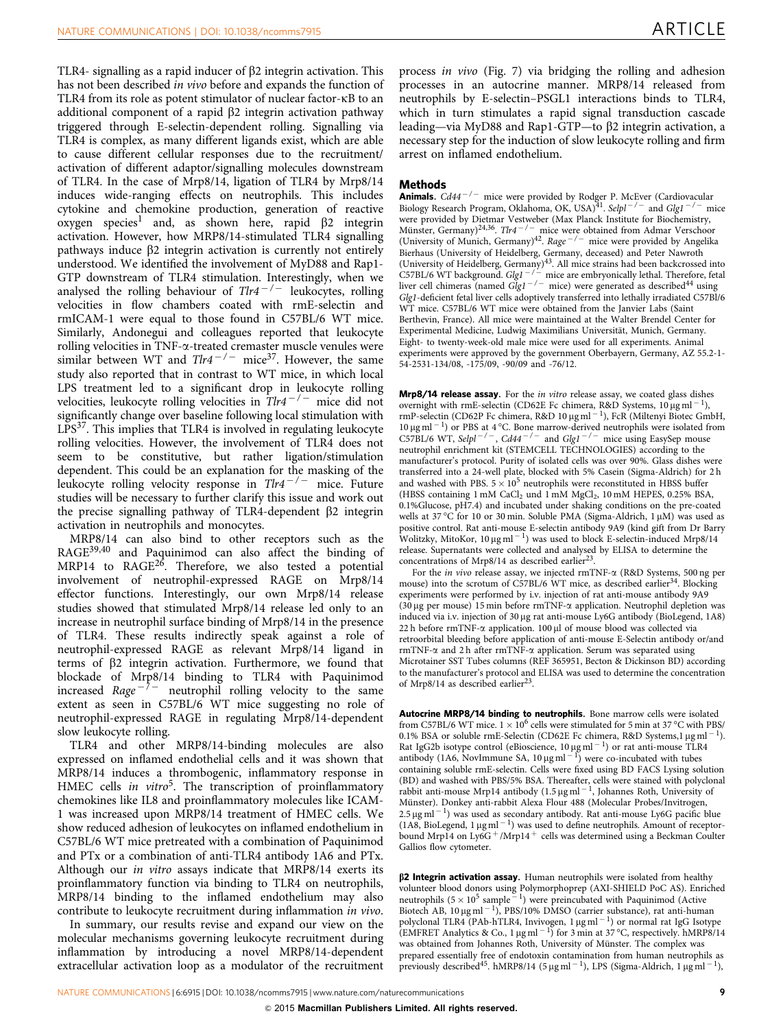TLR4- signalling as a rapid inducer of β2 integrin activation. This has not been described *in vivo* before and expands the function of TLR4 from its role as potent stimulator of nuclear factor-κB to an additional component of a rapid β2 integrin activation pathway triggered through E-selectin-dependent rolling. Signalling via TLR4 is complex, as many different ligands exist, which are able to cause different cellular responses due to the recruitment/activation of different adaptor/signalling molecules downstream of TLR4. In the case of Mrp8/14, ligation of TLR4 by Mrp8/14 induces wide-ranging effects on neutrophils. This includes cytokine and chemokine production, generation of reactive oxygen species[1] and, as shown here, rapid β2 integrin activation. However, how MRP8/14-stimulated TLR4 signalling pathways induce β2 integrin activation is currently not entirely understood. We identified the involvement of MyD88 and Rap1-GTP downstream of TLR4 stimulation. Interestingly, when we analysed the rolling behaviour of $Tlr4^{-/-}$ leukocytes, rolling velocities in flow chambers coated with rmE-selectin and rmICAM-1 were equal to those found in C57BL/6 WT mice. Similarly, Andonegui and colleagues reported that leukocyte rolling velocities in TNF-α-treated cremaster muscle venules were similar between WT and $Tlr4^{-/-}$ mice[37]. However, the same study also reported that in contrast to WT mice, in which local LPS treatment led to a significant drop in leukocyte rolling velocities, leukocyte rolling velocities in $Tlr4^{-/-}$ mice did not significantly change over baseline following local stimulation with LPS[37]. This implies that TLR4 is involved in regulating leukocyte rolling velocities. However, the involvement of TLR4 does not seem to be constitutive, but rather ligation/stimulation dependent. This could be an explanation for the masking of the leukocyte rolling velocity response in $Tlr4^{-/-}$ mice. Future studies will be necessary to further clarify this issue and work out the precise signalling pathway of TLR4-dependent β2 integrin activation in neutrophils and monocytes.

MRP8/14 can also bind to other receptors such as the RAGE[39,40] and Paquinimod can also affect the binding of MRP14 to RAGE[26]. Therefore, we also tested a potential involvement of neutrophil-expressed RAGE on Mrp8/14 effector functions. Interestingly, our own Mrp8/14 release studies showed that stimulated Mrp8/14 release led only to an increase in neutrophil surface binding of Mrp8/14 in the presence of TLR4. These results indirectly speak against a role of neutrophil-expressed RAGE as relevant Mrp8/14 ligand in terms of β2 integrin activation. Furthermore, we found that blockade of Mrp8/14 binding to TLR4 with Paquinimod increased $Rage^{-/-}$ neutrophil rolling velocity to the same extent as seen in C57BL/6 WT mice suggesting no role of neutrophil-expressed RAGE in regulating Mrp8/14-dependent slow leukocyte rolling.

TLR4 and other MRP8/14-binding molecules are also expressed on inflamed endothelial cells and it was shown that MRP8/14 induces a thrombogenic, inflammatory response in HMEC cells *in vitro*[5]. The transcription of proinflammatory chemokines like IL8 and proinflammatory molecules like ICAM-1 was increased upon MRP8/14 treatment of HMEC cells. We show reduced adhesion of leukocytes on inflamed endothelium in C57BL/6 WT mice pretreated with a combination of Paquinimod and PTx or a combination of anti-TLR4 antibody 1A6 and PTx. Although our *in vitro* assays indicate that MRP8/14 exerts its proinflammatory function via binding to TLR4 on neutrophils, MRP8/14 binding to the inflamed endothelium may also contribute to leukocyte recruitment during inflammation *in vivo*.

In summary, our results revise and expand our view on the molecular mechanisms governing leukocyte recruitment during inflammation by introducing a novel MRP8/14-dependent extracellular activation loop as a modulator of the recruitment process *in vivo* (Fig. 7) via bridging the rolling and adhesion processes in an autocrine manner. MRP8/14 released from neutrophils by E-selectin–PSGL1 interactions binds to TLR4, which in turn stimulates a rapid signal transduction cascade leading—via MyD88 and Rap1-GTP—to β2 integrin activation, a necessary step for the induction of slow leukocyte rolling and firm arrest on inflamed endothelium.

## Methods

**Animals.** $Cd44^{-/-}$ mice were provided by Rodger P. McEver (Cardiovacular Biology Research Program, Oklahoma, OK, USA)[41]. $Selpl^{-/-}$ and $Glg1^{-/-}$ mice were provided by Dietmar Vestweber (Max Planck Institute for Biochemistry, Münster, Germany)[24,36]. $Tlr4^{-/-}$ mice were obtained from Admar Verschoor (University of Munich, Germany)[42]. $Rage^{-/-}$ mice were provided by Angelika Bierhaus (University of Heidelberg, Germany, deceased) and Peter Nawroth (University of Heidelberg, Germany)[43]. All mice strains had been backcrossed into C57BL/6 WT background. $Glg1^{-/-}$ mice are embryonically lethal. Therefore, fetal liver cell chimeras (named $Glg1^{-/-}$ mice) were generated as described[44] using *Glg1*-deficient fetal liver cells adoptively transferred into lethally irradiated C57Bl/6 WT mice. C57BL/6 WT mice were obtained from the Janvier Labs (Saint Berthevin, France). All mice were maintained at the Walter Brendel Center for Experimental Medicine, Ludwig Maximilians Universität, Munich, Germany. Eight- to twenty-week-old male mice were used for all experiments. Animal experiments were approved by the government Oberbayern, Germany, AZ 55.2-1-54-2531-134/08, -175/09, -90/09 and -76/12.

**Mrp8/14 release assay.** For the *in vitro* release assay, we coated glass dishes overnight with rmE-selectin (CD62E Fc chimera, R&D Systems, 10 μg ml$^{-1}$), rmP-selectin (CD62P Fc chimera, R&D 10 μg ml$^{-1}$), FcR (Miltenyi Biotec GmbH, 10 μg ml$^{-1}$) or PBS at 4 °C. Bone marrow-derived neutrophils were isolated from C57BL/6 WT, $Selpl^{-/-}$, $Cd44^{-/-}$ and $Glg1^{-/-}$ mice using EasySep mouse neutrophil enrichment kit (STEMCELL TECHNOLOGIES) according to the manufacturer's protocol. Purity of isolated cells was over 90%. Glass dishes were transferred into a 24-well plate, blocked with 5% Casein (Sigma-Aldrich) for 2 h and washed with PBS. $5 \times 10^5$ neutrophils were reconstituted in HBSS buffer (HBSS containing 1 mM $CaCl_2$ und 1 mM $MgCl_2$, 10 mM HEPES, 0.25% BSA, 0.1%Glucose, pH7.4) and incubated under shaking conditions on the pre-coated wells at 37 °C for 10 or 30 min. Soluble PMA (Sigma-Aldrich, 1 μM) was used as positive control. Rat anti-mouse E-selectin antibody 9A9 (kind gift from Dr Barry Wolitzky, MitoKor, 10 μg ml$^{-1}$) was used to block E-selectin-induced Mrp8/14 release. Supernatants were collected and analysed by ELISA to determine the concentrations of Mrp8/14 as described earlier[23].

For the *in vivo* release assay, we injected rmTNF-α (R&D Systems, 500 ng per mouse) into the scrotum of C57BL/6 WT mice, as described earlier[34]. Blocking experiments were performed by i.v. injection of rat anti-mouse antibody 9A9 (30 μg per mouse) 15 min before rmTNF-α application. Neutrophil depletion was induced via i.v. injection of 30 μg rat anti-mouse Ly6G antibody (BioLegend, 1A8) 22 h before rmTNF-α application. 100 μl of mouse blood was collected via retroorbital bleeding before application of anti-mouse E-Selectin antibody or/and rmTNF-α and 2 h after rmTNF-α application. Serum was separated using Microtainer SST Tubes columns (REF 365951, Becton & Dickinson BD) according to the manufacturer's protocol and ELISA was used to determine the concentration of Mrp8/14 as described earlier[23].

**Autocrine MRP8/14 binding to neutrophils.** Bone marrow cells were isolated from C57BL/6 WT mice. $1 \times 10^6$ cells were stimulated for 5 min at 37 °C with PBS/0.1% BSA or soluble rmE-Selectin (CD62E Fc chimera, R&D Systems,1 μg ml$^{-1}$). Rat IgG2b isotype control (eBioscience, 10 μg ml$^{-1}$) or rat anti-mouse TLR4 antibody (1A6, NovImmune SA, 10 μg ml$^{-1}$) were co-incubated with tubes containing soluble rmE-selectin. Cells were fixed using BD FACS Lysing solution (BD) and washed with PBS/5% BSA. Thereafter, cells were stained with polyclonal rabbit anti-mouse Mrp14 antibody (1.5 μg ml$^{-1}$, Johannes Roth, University of Münster). Donkey anti-rabbit Alexa Flour 488 (Molecular Probes/Invitrogen, 2.5 μg ml$^{-1}$) was used as secondary antibody. Rat anti-mouse Ly6G pacific blue (1A8, BioLegend, 1 μg ml$^{-1}$) was used to define neutrophils. Amount of receptor-bound Mrp14 on Ly6G$^+$/Mrp14$^+$ cells was determined using a Beckman Coulter Gallios flow cytometer.

**β2 Integrin activation assay.** Human neutrophils were isolated from healthy volunteer blood donors using Polymorphoprep (AXI-SHIELD PoC AS). Enriched neutrophils ($5 \times 10^5$ sample$^{-1}$) were preincubated with Paquinimod (Active Biotech AB, 10 μg ml$^{-1}$), PBS/10% DMSO (carrier substance), rat anti-human polyclonal TLR4 (PAb-hTLR4, Invivogen, 1 μg ml$^{-1}$) or normal rat IgG Isotype (EMFRET Analytics & Co., 1 μg ml$^{-1}$) for 3 min at 37 °C, respectively. hMRP8/14 was obtained from Johannes Roth, University of Münster. The complex was prepared essentially free of endotoxin contamination from human neutrophils as previously described[45]. hMRP8/14 (5 μg ml$^{-1}$), LPS (Sigma-Aldrich, 1 μg ml$^{-1}$),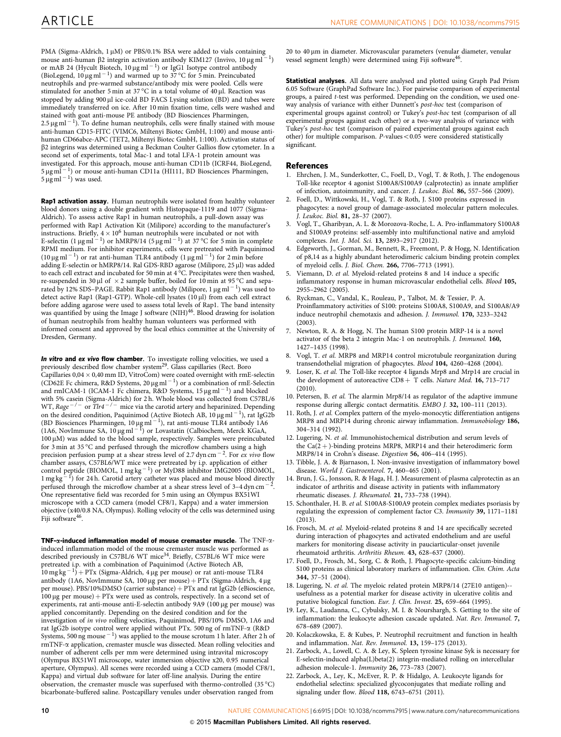PMA (Sigma-Aldrich, 1 μM) or PBS/0.1% BSA were added to vials containing mouse anti-human β2 integrin activation antibody KIM127 (Invivo, 10 μg ml$^{-1}$) or mAB 24 (Hycult Biotech, 10 μg ml$^{-1}$) or IgG1 Isotype control antibody (BioLegend, 10 μg ml$^{-1}$) and warmed up to 37 °C for 5 min. Preincubated neutrophils and pre-warmed substance/antibody mix were pooled. Cells were stimulated for another 5 min at 37 °C in a total volume of 40 μl. Reaction was stopped by adding 900 μl ice-cold BD FACS Lysing solution (BD) and tubes were immediately transferred on ice. After 10 min fixation time, cells were washed and stained with goat anti-mouse PE antibody (BD Biosciences Pharmingen, 2.5 μg ml$^{-1}$). To define human neutrophils, cells were finally stained with mouse anti-human CD15-FITC (VIMC6, Miltenyi Biotec GmbH, 1:100) and mouse anti-human CD66abce-APC (TET2, Miltenyi Biotec GmbH, 1:100). Activation status of β2 integrins was determined using a Beckman Coulter Gallios flow cytometer. In a second set of experiments, total Mac-1 and total LFA-1 protein amount was investigated. For this approach, mouse anti-human CD11b (ICRF44, BioLegend, 5 μg ml$^{-1}$) or mouse anti-human CD11a (HI111, BD Biosciences Pharmingen, 5 μg ml$^{-1}$) was used.

**Rap1 activation assay.** Human neutrophils were isolated from healthy volunteer blood donors using a double gradient with Histopaque-1119 and 1077 (Sigma-Aldrich). To assess active Rap1 in human neutrophils, a pull-down assay was performed with Rap1 Activation Kit (Milipore) according to the manufacturer's instructions. Briefly, $4 \times 10^6$ human neutrophils were incubated or not with E-selectin (1 μg ml$^{-1}$) or hMRP8/14 (5 μg ml$^{-1}$) at 37 °C for 5 min in complete RPMI medium. For inhibitor experiments, cells were pretreated with Paquinimod (10 μg ml$^{-1}$) or rat anti-human TLR4 antibody (1 μg ml$^{-1}$) for 2 min before adding E-selectin or hMRP8/14. Ral GDS-RBD agarose (Milipore, 25 μl) was added to each cell extract and incubated for 50 min at 4 °C. Precipitates were then washed, re-suspended in 30 μl of $\times 2$ sample buffer, boiled for 10 min at 95 °C and separated by 12% SDS–PAGE. Rabbit Rap1 antibody (Milipore, 1 μg ml$^{-1}$) was used to detect active Rap1 (Rap1-GTP). Whole-cell lysates (10 μl) from each cell extract before adding agarose were used to assess total levels of Rap1. The band intensity was quantified by using the Image J software (NIH)[46]. Blood drawing for isolation of human neutrophils from healthy human volunteers was performed with informed consent and approved by the local ethics committee at the University of Dresden, Germany.

***In vitro* and *ex vivo* flow chamber.** To investigate rolling velocities, we used a previously described flow chamber system[29]. Glass capillaries (Rect. Boro Capillaries 0,04 × 0,40 mm ID, VitroCom) were coated overnight with rmE-selectin (CD62E Fc chimera, R&D Systems, 20 μg ml$^{-1}$) or a combination of rmE-Selectin and rmICAM-1 (ICAM-1 Fc chimera, R&D Systems, 15 μg ml$^{-1}$) and blocked with 5% casein (Sigma-Aldrich) for 2 h. Whole blood was collected from C57BL/6 WT, *Rage*$^{-/-}$ or *Tlr4*$^{-/-}$ mice via the carotid artery and heparinized. Depending on the desired condition, Paquinimod (Active Biotech AB, 10 μg ml$^{-1}$), rat IgG2b (BD Biosciences Pharmingen, 10 μg ml$^{-1}$), rat anti-mouse TLR4 antibody 1A6 (1A6, NovImmune SA, 10 μg ml$^{-1}$) or Lovastatin (Calbiochem, Merck KGaA, 100 μM) was added to the blood sample, respectively. Samples were preincubated for 3 min at 35 °C and perfused through the microflow chambers using a high precision perfusion pump at a shear stress level of 2.7 dyn cm$^{-2}$. For *ex vivo* flow chamber assays, C57BL6/WT mice were pretreated by i.p. application of either control peptide (BIOMOL, 1 mg kg$^{-1}$) or MyD88 inhibitor IMG2005 (BIOMOL, 1 mg kg$^{-1}$) for 24 h. Carotid artery catheter was placed and mouse blood directly perfused through the microflow chamber at a shear stress level of 3–4 dyn cm$^{-2}$. One representative field was recorded for 5 min using an Olympus BX51WI microscope with a CCD camera (model CF8/1, Kappa) and a water immersion objective (x40/0.8 NA, Olympus). Rolling velocity of the cells was determined using Fiji software[46].

**TNF-α-induced inflammation model of mouse cremaster muscle.** The TNF-α-induced inflammation model of the mouse cremaster muscle was performed as described previously in C57BL/6 WT mice[34]. Briefly, C57BL/6 WT mice were pretreated i.p. with a combination of Paquinimod (Active Biotech AB, 10 mg kg$^{-1}$) + PTx (Sigma-Aldrich, 4 μg per mouse) or rat anti-mouse TLR4 antibody (1A6, NovImmune SA, 100 μg per mouse) + PTx (Sigma-Aldrich, 4 μg per mouse). PBS/10%DMSO (carrier substance) + PTx and rat IgG2b (eBioscience, 100 μg per mouse) + PTx were used as controls, respectively. In a second set of experiments, rat anti-mouse anti-E-selectin antibody 9A9 (100 μg per mouse) was applied concomitantly. Depending on the desired condition and for the investigation of *in vivo* rolling velocities, Paquinimod, PBS/10% DMSO, 1A6 and rat IgG2b isotype control were applied without PTx. 500 ng of rmTNF-α (R&D Systems, 500 ng mouse$^{-1}$) was applied to the mouse scrotum 1 h later. After 2 h of rmTNF-α application, cremaster muscle was dissected. Mean rolling velocities and number of adherent cells per mm were determined using intravital microscopy (Olympus BX51WI microscope, water immersion objective x20, 0.95 numerical aperture, Olympus). All scenes were recorded using a CCD camera (model CF8/1, Kappa) and virtual dub software for later off-line analysis. During the entire observation, the cremaster muscle was superfused with thermo-controlled (35 °C) bicarbonate-buffered saline. Postcapillary venules under observation ranged from 20 to 40 μm in diameter. Microvascular parameters (venular diameter, venular vessel segment length) were determined using Fiji software[46].

**Statistical analyses.** All data were analysed and plotted using Graph Pad Prism 6.05 Software (GraphPad Software Inc.). For pairwise comparison of experimental groups, a paired *t*-test was performed. Depending on the condition, we used one-way analysis of variance with either Dunnett's *post-hoc* test (comparison of experimental groups against control) or Tukey's *post-hoc* test (comparison of all experimental groups against each other) or a two-way analysis of variance with Tukey's *post-hoc* test (comparison of paired experimental groups against each other) for multiple comparison. *P*-values $< 0.05$ were considered statistically significant.

## References

1. Ehrchen, J. M., Sunderkotter, C., Foell, D., Vogl, T. & Roth, J. The endogenous Toll-like receptor 4 agonist S100A8/S100A9 (calprotectin) as innate amplifier of infection, autoimmunity, and cancer. *J. Leukoc. Biol.* **86,** 557–566 (2009).
2. Foell, D., Wittkowski, H., Vogl, T. & Roth, J. S100 proteins expressed in phagocytes: a novel group of damage-associated molecular pattern molecules. *J. Leukoc. Biol.* **81,** 28–37 (2007).
3. Vogl, T., Gharibyan, A. L. & Morozova-Roche, L. A. Pro-inflammatory S100A8 and S100A9 proteins: self-assembly into multifunctional native and amyloid complexes. *Int. J. Mol. Sci.* **13,** 2893–2917 (2012).
4. Edgeworth, J., Gorman, M., Bennett, R., Freemont, P. & Hogg, N. Identification of p8,14 as a highly abundant heterodimeric calcium binding protein complex of myeloid cells. *J. Biol. Chem.* **266,** 7706–7713 (1991).
5. Viemann, D. *et al.* Myeloid-related proteins 8 and 14 induce a specific inflammatory response in human microvascular endothelial cells. *Blood* **105,** 2955–2962 (2005).
6. Ryckman, C., Vandal, K., Rouleau, P., Talbot, M. & Tessier, P. A. Proinflammatory activities of S100: proteins S100A8, S100A9, and S100A8/A9 induce neutrophil chemotaxis and adhesion. *J. Immunol.* **170,** 3233–3242 (2003).
7. Newton, R. A. & Hogg, N. The human S100 protein MRP-14 is a novel activator of the beta 2 integrin Mac-1 on neutrophils. *J. Immunol.* **160,** 1427–1435 (1998).
8. Vogl, T. *et al.* MRP8 and MRP14 control microtubule reorganization during transendothelial migration of phagocytes. *Blood* **104,** 4260–4268 (2004).
9. Loser, K. *et al.* The Toll-like receptor 4 ligands Mrp8 and Mrp14 are crucial in the development of autoreactive CD8+ T cells. *Nature Med.* **16,** 713–717 (2010).
10. Petersen, B. *et al.* The alarmin Mrp8/14 as regulator of the adaptive immune response during allergic contact dermatitis. *EMBO J.* **32,** 100–111 (2013).
11. Roth, J. *et al.* Complex pattern of the myelo-monocytic differentiation antigens MRP8 and MRP14 during chronic airway inflammation. *Immunobiology* **186,** 304–314 (1992).
12. Lugering, N. *et al.* Immunohistochemical distribution and serum levels of the Ca(2+)-binding proteins MRP8, MRP14 and their heterodimeric form MRP8/14 in Crohn's disease. *Digestion* **56,** 406–414 (1995).
13. Tibble, J. A. & Bjarnason, I. Non-invasive investigation of inflammatory bowel disease. *World J. Gastroenterol.* **7,** 460–465 (2001).
14. Brun, J. G., Jonsson, R. & Haga, H. J. Measurement of plasma calprotectin as an indicator of arthritis and disease activity in patients with inflammatory rheumatic diseases. *J. Rheumatol.* **21,** 733–738 (1994).
15. Schonthaler, H. B. *et al.* S100A8-S100A9 protein complex mediates psoriasis by regulating the expression of complement factor C3. *Immunity* **39,** 1171–1181 (2013).
16. Frosch, M. *et al.* Myeloid-related proteins 8 and 14 are specifically secreted during interaction of phagocytes and activated endothelium and are useful markers for monitoring disease activity in pauciarticular-onset juvenile rheumatoid arthritis. *Arthritis Rheum.* **43,** 628–637 (2000).
17. Foell, D., Frosch, M., Sorg, C. & Roth, J. Phagocyte-specific calcium-binding S100 proteins as clinical laboratory markers of inflammation. *Clin. Chim. Acta* **344,** 37–51 (2004).
18. Lugering, N. *et al.* The myeloic related protein MRP8/14 (27E10 antigen)--usefulness as a potential marker for disease activity in ulcerative colitis and putative biological function. *Eur. J. Clin. Invest.* **25,** 659–666 (1995).
19. Ley, K., Laudanna, C., Cybulsky, M. I. & Nourshargh, S. Getting to the site of inflammation: the leukocyte adhesion cascade updated. *Nat. Rev. Immunol.* **7,** 678–689 (2007).
20. Kolaczkowska, E. & Kubes, P. Neutrophil recruitment and function in health and inflammation. *Nat. Rev. Immunol.* **13,** 159–175 (2013).
21. Zarbock, A., Lowell, C. A. & Ley, K. Spleen tyrosine kinase Syk is necessary for E-selectin-induced alpha(L)beta(2) integrin-mediated rolling on intercellular adhesion molecule-1. *Immunity* **26,** 773–783 (2007).
22. Zarbock, A., Ley, K., McEver, R. P. & Hidalgo, A. Leukocyte ligands for endothelial selectins: specialized glycoconjugates that mediate rolling and signaling under flow. *Blood* **118,** 6743–6751 (2011).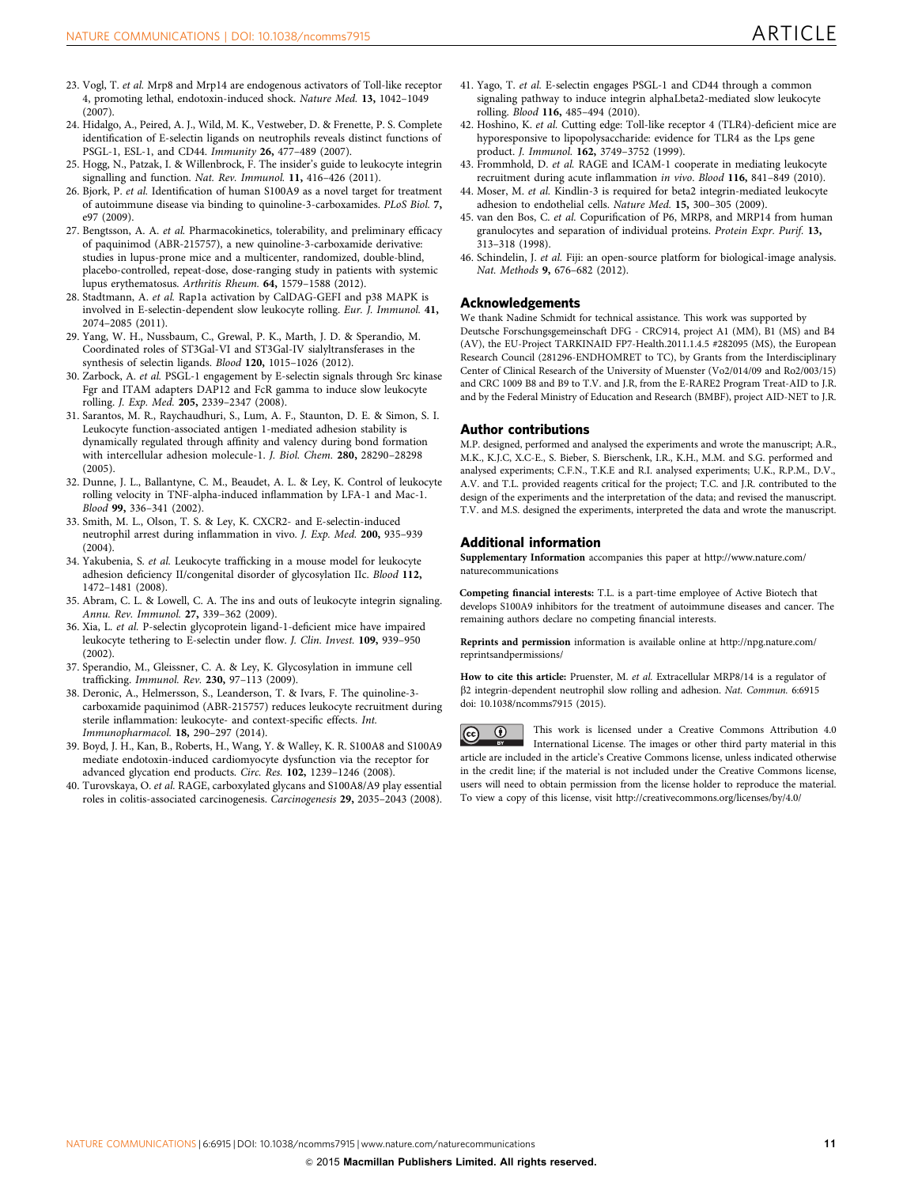23. Vogl, T. *et al.* Mrp8 and Mrp14 are endogenous activators of Toll-like receptor 4, promoting lethal, endotoxin-induced shock. *Nature Med.* **13,** 1042–1049 (2007).
24. Hidalgo, A., Peired, A. J., Wild, M. K., Vestweber, D. & Frenette, P. S. Complete identification of E-selectin ligands on neutrophils reveals distinct functions of PSGL-1, ESL-1, and CD44. *Immunity* **26,** 477–489 (2007).
25. Hogg, N., Patzak, I. & Willenbrock, F. The insider's guide to leukocyte integrin signalling and function. *Nat. Rev. Immunol.* **11,** 416–426 (2011).
26. Bjork, P. *et al.* Identification of human S100A9 as a novel target for treatment of autoimmune disease via binding to quinoline-3-carboxamides. *PLoS Biol.* **7,** e97 (2009).
27. Bengtsson, A. A. *et al.* Pharmacokinetics, tolerability, and preliminary efficacy of paquinimod (ABR-215757), a new quinoline-3-carboxamide derivative: studies in lupus-prone mice and a multicenter, randomized, double-blind, placebo-controlled, repeat-dose, dose-ranging study in patients with systemic lupus erythematosus. *Arthritis Rheum.* **64,** 1579–1588 (2012).
28. Stadtmann, A. *et al.* Rap1a activation by CalDAG-GEFI and p38 MAPK is involved in E-selectin-dependent slow leukocyte rolling. *Eur. J. Immunol.* **41,** 2074–2085 (2011).
29. Yang, W. H., Nussbaum, C., Grewal, P. K., Marth, J. D. & Sperandio, M. Coordinated roles of ST3Gal-VI and ST3Gal-IV sialyltransferases in the synthesis of selectin ligands. *Blood* **120,** 1015–1026 (2012).
30. Zarbock, A. *et al.* PSGL-1 engagement by E-selectin signals through Src kinase Fgr and ITAM adapters DAP12 and FcR gamma to induce slow leukocyte rolling. *J. Exp. Med.* **205,** 2339–2347 (2008).
31. Sarantos, M. R., Raychaudhuri, S., Lum, A. F., Staunton, D. E. & Simon, S. I. Leukocyte function-associated antigen 1-mediated adhesion stability is dynamically regulated through affinity and valency during bond formation with intercellular adhesion molecule-1. *J. Biol. Chem.* **280,** 28290–28298 (2005).
32. Dunne, J. L., Ballantyne, C. M., Beaudet, A. L. & Ley, K. Control of leukocyte rolling velocity in TNF-alpha-induced inflammation by LFA-1 and Mac-1. *Blood* **99,** 336–341 (2002).
33. Smith, M. L., Olson, T. S. & Ley, K. CXCR2- and E-selectin-induced neutrophil arrest during inflammation in vivo. *J. Exp. Med.* **200,** 935–939 (2004).
34. Yakubenia, S. *et al.* Leukocyte trafficking in a mouse model for leukocyte adhesion deficiency II/congenital disorder of glycosylation IIc. *Blood* **112,** 1472–1481 (2008).
35. Abram, C. L. & Lowell, C. A. The ins and outs of leukocyte integrin signaling. *Annu. Rev. Immunol.* **27,** 339–362 (2009).
36. Xia, L. *et al.* P-selectin glycoprotein ligand-1-deficient mice have impaired leukocyte tethering to E-selectin under flow. *J. Clin. Invest.* **109,** 939–950 (2002).
37. Sperandio, M., Gleissner, C. A. & Ley, K. Glycosylation in immune cell trafficking. *Immunol. Rev.* **230,** 97–113 (2009).
38. Deronic, A., Helmersson, S., Leanderson, T. & Ivars, F. The quinoline-3-carboxamide paquinimod (ABR-215757) reduces leukocyte recruitment during sterile inflammation: leukocyte- and context-specific effects. *Int. Immunopharmacol.* **18,** 290–297 (2014).
39. Boyd, J. H., Kan, B., Roberts, H., Wang, Y. & Walley, K. R. S100A8 and S100A9 mediate endotoxin-induced cardiomyocyte dysfunction via the receptor for advanced glycation end products. *Circ. Res.* **102,** 1239–1246 (2008).
40. Turovskaya, O. *et al.* RAGE, carboxylated glycans and S100A8/A9 play essential roles in colitis-associated carcinogenesis. *Carcinogenesis* **29,** 2035–2043 (2008).
41. Yago, T. *et al.* E-selectin engages PSGL-1 and CD44 through a common signaling pathway to induce integrin alphaLbeta2-mediated slow leukocyte rolling. *Blood* **116,** 485–494 (2010).
42. Hoshino, K. *et al.* Cutting edge: Toll-like receptor 4 (TLR4)-deficient mice are hyporesponsive to lipopolysaccharide: evidence for TLR4 as the Lps gene product. *J. Immunol.* **162,** 3749–3752 (1999).
43. Frommhold, D. *et al.* RAGE and ICAM-1 cooperate in mediating leukocyte recruitment during acute inflammation *in vivo*. *Blood* **116,** 841–849 (2010).
44. Moser, M. *et al.* Kindlin-3 is required for beta2 integrin-mediated leukocyte adhesion to endothelial cells. *Nature Med.* **15,** 300–305 (2009).
45. van den Bos, C. *et al.* Copurification of P6, MRP8, and MRP14 from human granulocytes and separation of individual proteins. *Protein Expr. Purif.* **13,** 313–318 (1998).
46. Schindelin, J. *et al.* Fiji: an open-source platform for biological-image analysis. *Nat. Methods* **9,** 676–682 (2012).

## Acknowledgements

We thank Nadine Schmidt for technical assistance. This work was supported by Deutsche Forschungsgemeinschaft DFG - CRC914, project A1 (MM), B1 (MS) and B4 (AV), the EU-Project TARKINAID FP7-Health.2011.1.4.5 #282095 (MS), the European Research Council (281296-ENDHOMRET to TC), by Grants from the Interdisciplinary Center of Clinical Research of the University of Muenster (Vo2/014/09 and Ro2/003/15) and CRC 1009 B8 and B9 to T.V. and J.R, from the E-RARE2 Program Treat-AID to J.R. and by the Federal Ministry of Education and Research (BMBF), project AID-NET to J.R.

## Author contributions

M.P. designed, performed and analysed the experiments and wrote the manuscript; A.R., M.K., K.J.C, X.C-E., S. Bieber, S. Bierschenk, I.R., K.H., M.M. and S.G. performed and analysed experiments; C.F.N., T.K.E and R.I. analysed experiments; U.K., R.P.M., D.V., A.V. and T.L. provided reagents critical for the project; T.C. and J.R. contributed to the design of the experiments and the interpretation of the data; and revised the manuscript. T.V. and M.S. designed the experiments, interpreted the data and wrote the manuscript.

## Additional information

**Supplementary Information** accompanies this paper at http://www.nature.com/naturecommunications

**Competing financial interests:** T.L. is a part-time employee of Active Biotech that develops S100A9 inhibitors for the treatment of autoimmune diseases and cancer. The remaining authors declare no competing financial interests.

**Reprints and permission** information is available online at http://npg.nature.com/reprintsandpermissions/

**How to cite this article:** Pruenster, M. *et al.* Extracellular MRP8/14 is a regulator of β2 integrin-dependent neutrophil slow rolling and adhesion. *Nat. Commun.* 6:6915 doi: 10.1038/ncomms7915 (2015).

This work is licensed under a Creative Commons Attribution 4.0 International License. The images or other third party material in this article are included in the article's Creative Commons license, unless indicated otherwise in the credit line; if the material is not included under the Creative Commons license, users will need to obtain permission from the license holder to reproduce the material. To view a copy of this license, visit http://creativecommons.org/licenses/by/4.0/